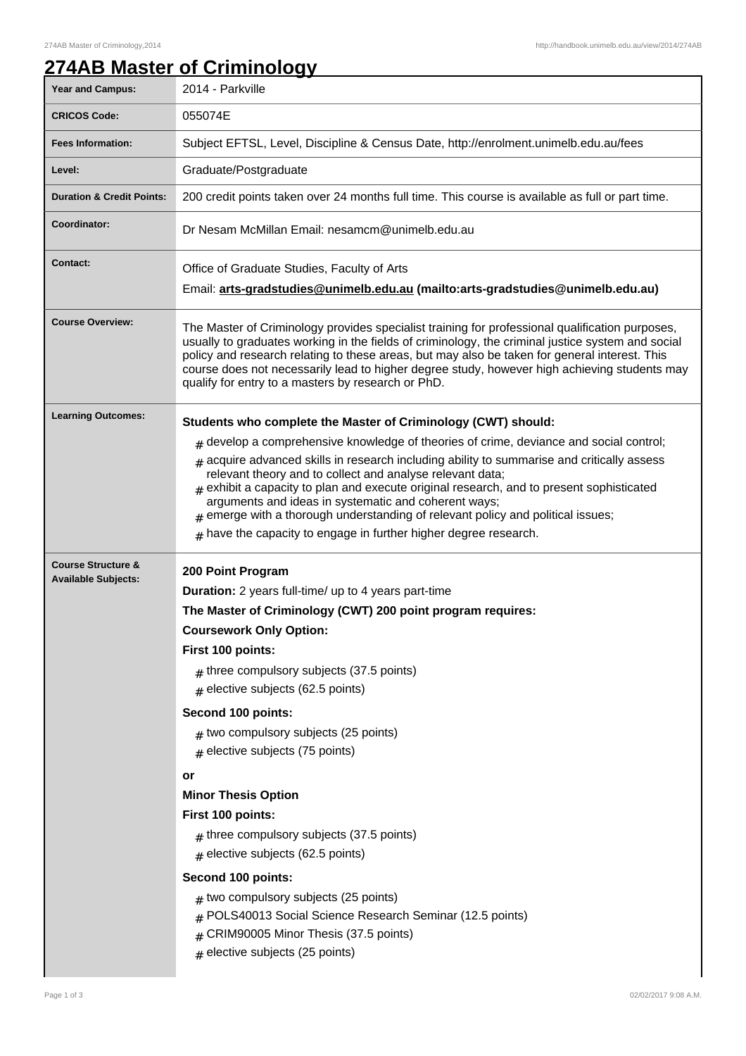# 274AB Master of Criminology

| Year and Campus: | 2014 - Parkville |
|---|---|
| CRICOS Code: | 055074E |
| Fees Information: | Subject EFTSL, Level, Discipline & Census Date, http://enrolment.unimelb.edu.au/fees |
| Level: | Graduate/Postgraduate |
| Duration & Credit Points: | 200 credit points taken over 24 months full time. This course is available as full or part time. |
| Coordinator: | Dr Nesam McMillan Email: nesamcm@unimelb.edu.au |
| Contact: | Office of Graduate Studies, Faculty of Arts<br>Email: **arts-gradstudies@unimelb.edu.au (mailto:arts-gradstudies@unimelb.edu.au)** |
| Course Overview: | The Master of Criminology provides specialist training for professional qualification purposes, usually to graduates working in the fields of criminology, the criminal justice system and social policy and research relating to these areas, but may also be taken for general interest. This course does not necessarily lead to higher degree study, however high achieving students may qualify for entry to a masters by research or PhD. |
| Learning Outcomes: | **Students who complete the Master of Criminology (CWT) should:**<br># develop a comprehensive knowledge of theories of crime, deviance and social control;<br># acquire advanced skills in research including ability to summarise and critically assess relevant theory and to collect and analyse relevant data;<br># exhibit a capacity to plan and execute original research, and to present sophisticated arguments and ideas in systematic and coherent ways;<br># emerge with a thorough understanding of relevant policy and political issues;<br># have the capacity to engage in further higher degree research. |
| Course Structure & Available Subjects: | **200 Point Program**<br>**Duration:** 2 years full-time/ up to 4 years part-time<br>**The Master of Criminology (CWT) 200 point program requires:**<br>**Coursework Only Option:**<br>**First 100 points:**<br># three compulsory subjects (37.5 points)<br># elective subjects (62.5 points)<br>**Second 100 points:**<br># two compulsory subjects (25 points)<br># elective subjects (75 points)<br>**or**<br>**Minor Thesis Option**<br>**First 100 points:**<br># three compulsory subjects (37.5 points)<br># elective subjects (62.5 points)<br>**Second 100 points:**<br># two compulsory subjects (25 points)<br># POLS40013 Social Science Research Seminar (12.5 points)<br># CRIM90005 Minor Thesis (37.5 points)<br># elective subjects (25 points) |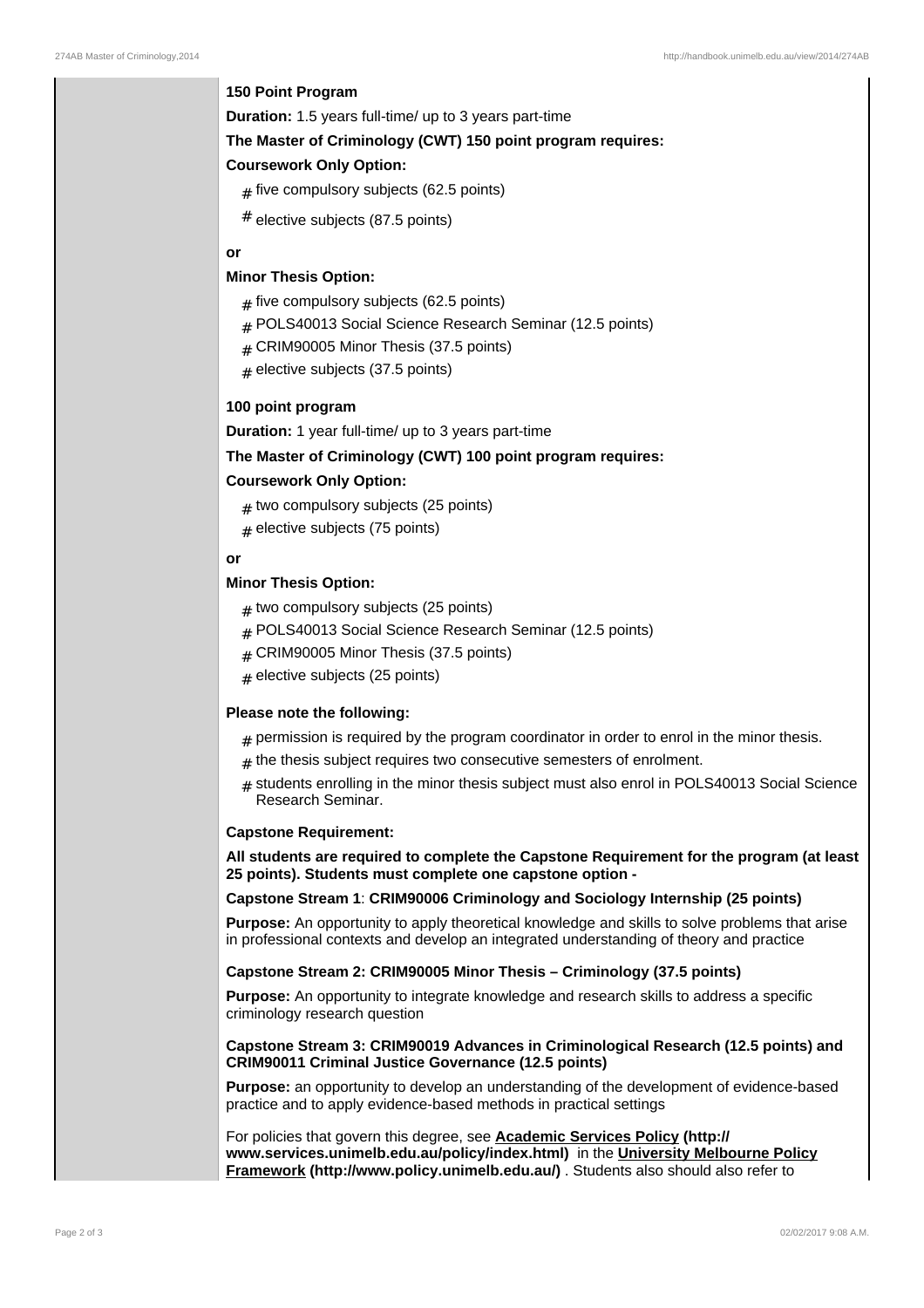**150 Point Program**

**Duration:** 1.5 years full-time/ up to 3 years part-time

**The Master of Criminology (CWT) 150 point program requires:**

**Coursework Only Option:**

- five compulsory subjects (62.5 points)
- elective subjects (87.5 points)

**or**

**Minor Thesis Option:**

- five compulsory subjects (62.5 points)
- POLS40013 Social Science Research Seminar (12.5 points)
- CRIM90005 Minor Thesis (37.5 points)
- elective subjects (37.5 points)

**100 point program**

**Duration:** 1 year full-time/ up to 3 years part-time

**The Master of Criminology (CWT) 100 point program requires:**

**Coursework Only Option:**

- two compulsory subjects (25 points)
- elective subjects (75 points)

**or**

**Minor Thesis Option:**

- two compulsory subjects (25 points)
- POLS40013 Social Science Research Seminar (12.5 points)
- CRIM90005 Minor Thesis (37.5 points)
- elective subjects (25 points)

**Please note the following:**

- permission is required by the program coordinator in order to enrol in the minor thesis.
- the thesis subject requires two consecutive semesters of enrolment.
- students enrolling in the minor thesis subject must also enrol in POLS40013 Social Science Research Seminar.

**Capstone Requirement:**

**All students are required to complete the Capstone Requirement for the program (at least 25 points). Students must complete one capstone option -**

**Capstone Stream 1**: **CRIM90006 Criminology and Sociology Internship (25 points)**

**Purpose:** An opportunity to apply theoretical knowledge and skills to solve problems that arise in professional contexts and develop an integrated understanding of theory and practice

**Capstone Stream 2: CRIM90005 Minor Thesis – Criminology (37.5 points)**

**Purpose:** An opportunity to integrate knowledge and research skills to address a specific criminology research question

**Capstone Stream 3: CRIM90019 Advances in Criminological Research (12.5 points) and CRIM90011 Criminal Justice Governance (12.5 points)**

**Purpose:** an opportunity to develop an understanding of the development of evidence-based practice and to apply evidence-based methods in practical settings

For policies that govern this degree, see **Academic Services Policy (http://www.services.unimelb.edu.au/policy/index.html)** in the **University Melbourne Policy Framework (http://www.policy.unimelb.edu.au/)** . Students also should also refer to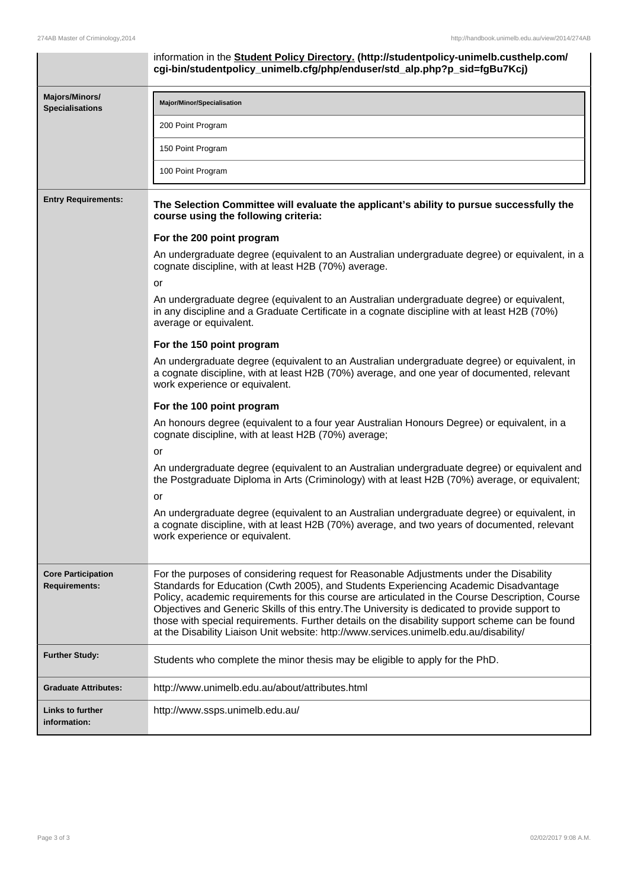| | |
|---|---|
| | information in the **Student Policy Directory. (http://studentpolicy-unimelb.custhelp.com/cgi-bin/studentpolicy_unimelb.cfg/php/enduser/std_alp.php?p_sid=fgBu7Kcj)** |
| **Majors/Minors/ Specialisations** | **Major/Minor/Specialisation**<br>200 Point Program<br>150 Point Program<br>100 Point Program |
| **Entry Requirements:** | **The Selection Committee will evaluate the applicant's ability to pursue successfully the course using the following criteria:**<br><br>**For the 200 point program**<br><br>An undergraduate degree (equivalent to an Australian undergraduate degree) or equivalent, in a cognate discipline, with at least H2B (70%) average.<br><br>or<br><br>An undergraduate degree (equivalent to an Australian undergraduate degree) or equivalent, in any discipline and a Graduate Certificate in a cognate discipline with at least H2B (70%) average or equivalent.<br><br>**For the 150 point program**<br><br>An undergraduate degree (equivalent to an Australian undergraduate degree) or equivalent, in a cognate discipline, with at least H2B (70%) average, and one year of documented, relevant work experience or equivalent.<br><br>**For the 100 point program**<br><br>An honours degree (equivalent to a four year Australian Honours Degree) or equivalent, in a cognate discipline, with at least H2B (70%) average;<br><br>or<br><br>An undergraduate degree (equivalent to an Australian undergraduate degree) or equivalent and the Postgraduate Diploma in Arts (Criminology) with at least H2B (70%) average, or equivalent;<br><br>or<br><br>An undergraduate degree (equivalent to an Australian undergraduate degree) or equivalent, in a cognate discipline, with at least H2B (70%) average, and two years of documented, relevant work experience or equivalent. |
| **Core Participation Requirements:** | For the purposes of considering request for Reasonable Adjustments under the Disability Standards for Education (Cwth 2005), and Students Experiencing Academic Disadvantage Policy, academic requirements for this course are articulated in the Course Description, Course Objectives and Generic Skills of this entry.The University is dedicated to provide support to those with special requirements. Further details on the disability support scheme can be found at the Disability Liaison Unit website: http://www.services.unimelb.edu.au/disability/ |
| **Further Study:** | Students who complete the minor thesis may be eligible to apply for the PhD. |
| **Graduate Attributes:** | http://www.unimelb.edu.au/about/attributes.html |
| **Links to further information:** | http://www.ssps.unimelb.edu.au/ |